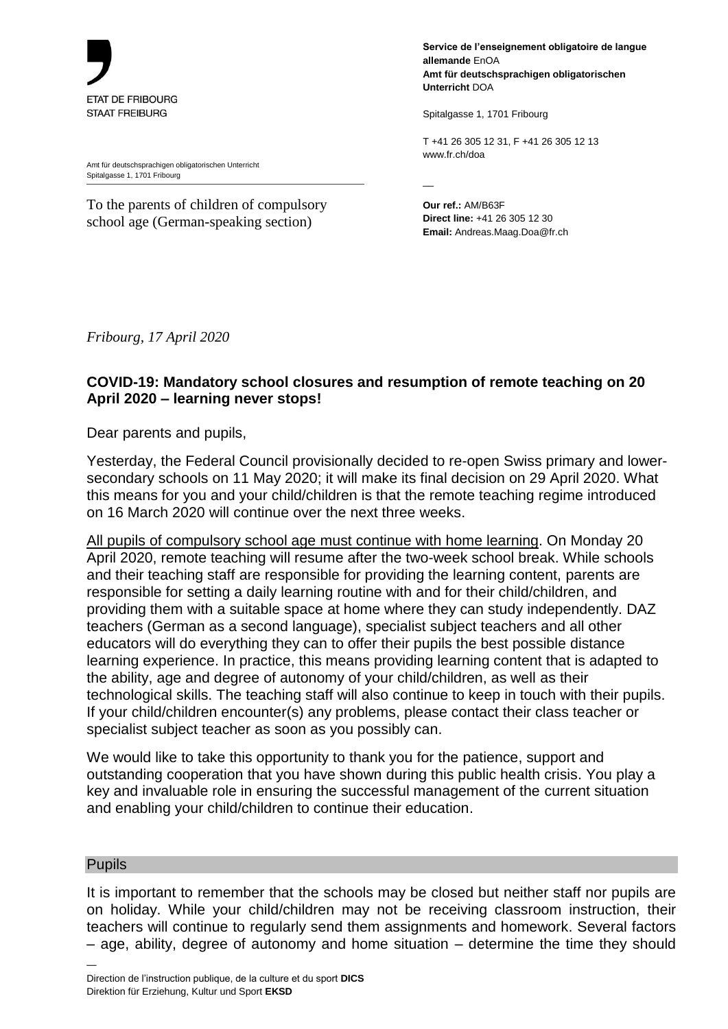ETAT DE FRIBOURG
STAAT FREIBURG

**Service de l'enseignement obligatoire de langue allemande** EnOA
**Amt für deutschsprachigen obligatorischen Unterricht** DOA

Spitalgasse 1, 1701 Fribourg

T +41 26 305 12 31, F +41 26 305 12 13
www.fr.ch/doa

Amt für deutschsprachigen obligatorischen Unterricht
Spitalgasse 1, 1701 Fribourg

To the parents of children of compulsory school age (German-speaking section)

**Our ref.:** AM/B63F
**Direct line:** +41 26 305 12 30
**Email:** Andreas.Maag.Doa@fr.ch

*Fribourg, 17 April 2020*

**COVID-19: Mandatory school closures and resumption of remote teaching on 20 April 2020 – learning never stops!**

Dear parents and pupils,

Yesterday, the Federal Council provisionally decided to re-open Swiss primary and lower-secondary schools on 11 May 2020; it will make its final decision on 29 April 2020. What this means for you and your child/children is that the remote teaching regime introduced on 16 March 2020 will continue over the next three weeks.

<u>All pupils of compulsory school age must continue with home learning</u>. On Monday 20 April 2020, remote teaching will resume after the two-week school break. While schools and their teaching staff are responsible for providing the learning content, parents are responsible for setting a daily learning routine with and for their child/children, and providing them with a suitable space at home where they can study independently. DAZ teachers (German as a second language), specialist subject teachers and all other educators will do everything they can to offer their pupils the best possible distance learning experience. In practice, this means providing learning content that is adapted to the ability, age and degree of autonomy of your child/children, as well as their technological skills. The teaching staff will also continue to keep in touch with their pupils. If your child/children encounter(s) any problems, please contact their class teacher or specialist subject teacher as soon as you possibly can.

We would like to take this opportunity to thank you for the patience, support and outstanding cooperation that you have shown during this public health crisis. You play a key and invaluable role in ensuring the successful management of the current situation and enabling your child/children to continue their education.

## Pupils

It is important to remember that the schools may be closed but neither staff nor pupils are on holiday. While your child/children may not be receiving classroom instruction, their teachers will continue to regularly send them assignments and homework. Several factors – age, ability, degree of autonomy and home situation – determine the time they should

Direction de l'instruction publique, de la culture et du sport **DICS**
Direktion für Erziehung, Kultur und Sport **EKSD**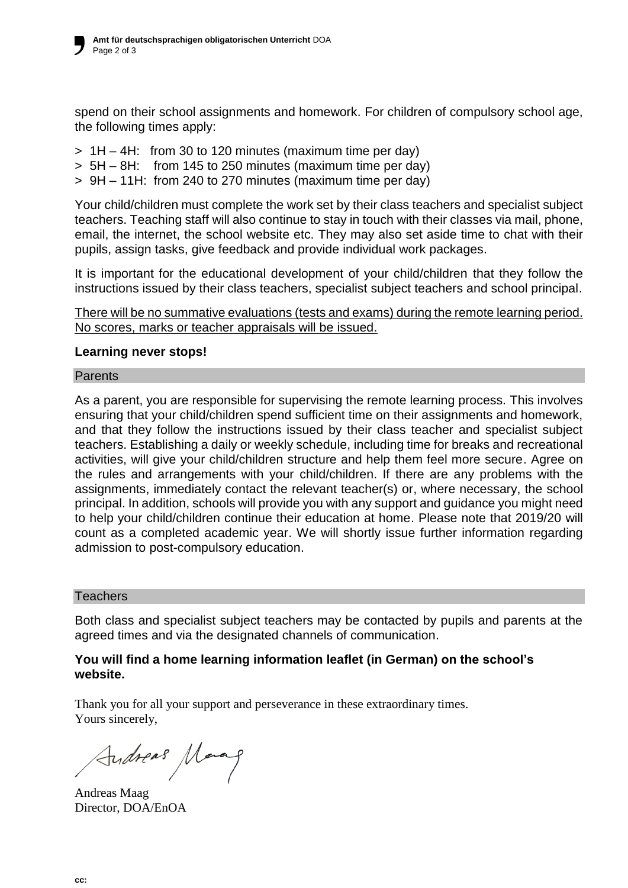spend on their school assignments and homework. For children of compulsory school age, the following times apply:

> 1H – 4H: from 30 to 120 minutes (maximum time per day)
> 5H – 8H: from 145 to 250 minutes (maximum time per day)
> 9H – 11H: from 240 to 270 minutes (maximum time per day)

Your child/children must complete the work set by their class teachers and specialist subject teachers. Teaching staff will also continue to stay in touch with their classes via mail, phone, email, the internet, the school website etc. They may also set aside time to chat with their pupils, assign tasks, give feedback and provide individual work packages.

It is important for the educational development of your child/children that they follow the instructions issued by their class teachers, specialist subject teachers and school principal.

<u>There will be no summative evaluations (tests and exams) during the remote learning period. No scores, marks or teacher appraisals will be issued.</u>

**Learning never stops!**

## Parents

As a parent, you are responsible for supervising the remote learning process. This involves ensuring that your child/children spend sufficient time on their assignments and homework, and that they follow the instructions issued by their class teacher and specialist subject teachers. Establishing a daily or weekly schedule, including time for breaks and recreational activities, will give your child/children structure and help them feel more secure. Agree on the rules and arrangements with your child/children. If there are any problems with the assignments, immediately contact the relevant teacher(s) or, where necessary, the school principal. In addition, schools will provide you with any support and guidance you might need to help your child/children continue their education at home. Please note that 2019/20 will count as a completed academic year. We will shortly issue further information regarding admission to post-compulsory education.

## Teachers

Both class and specialist subject teachers may be contacted by pupils and parents at the agreed times and via the designated channels of communication.

**You will find a home learning information leaflet (in German) on the school's website.**

Thank you for all your support and perseverance in these extraordinary times.
Yours sincerely,

Andreas Maag
Director, DOA/EnOA

cc: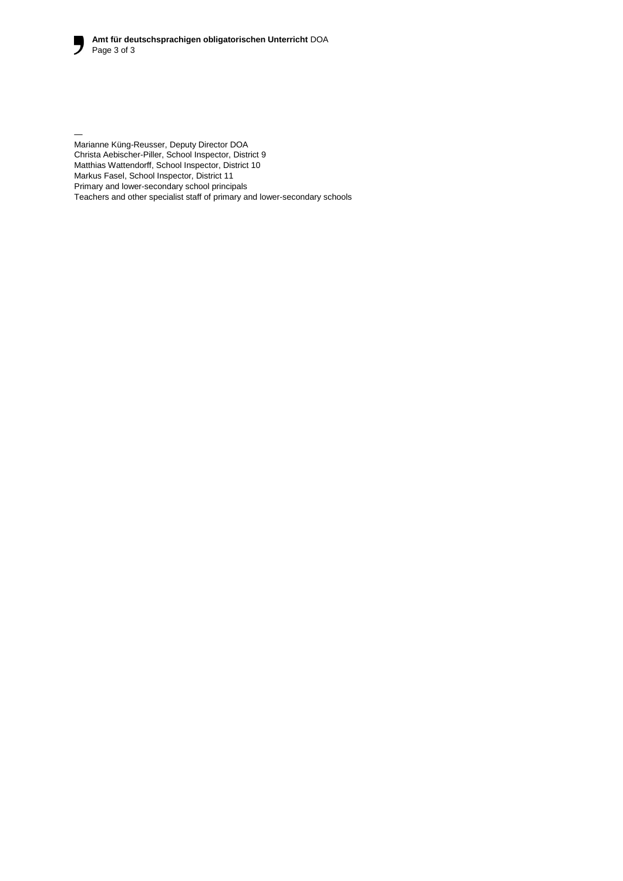—

Marianne Küng-Reusser, Deputy Director DOA
Christa Aebischer-Piller, School Inspector, District 9
Matthias Wattendorff, School Inspector, District 10
Markus Fasel, School Inspector, District 11
Primary and lower-secondary school principals
Teachers and other specialist staff of primary and lower-secondary schools